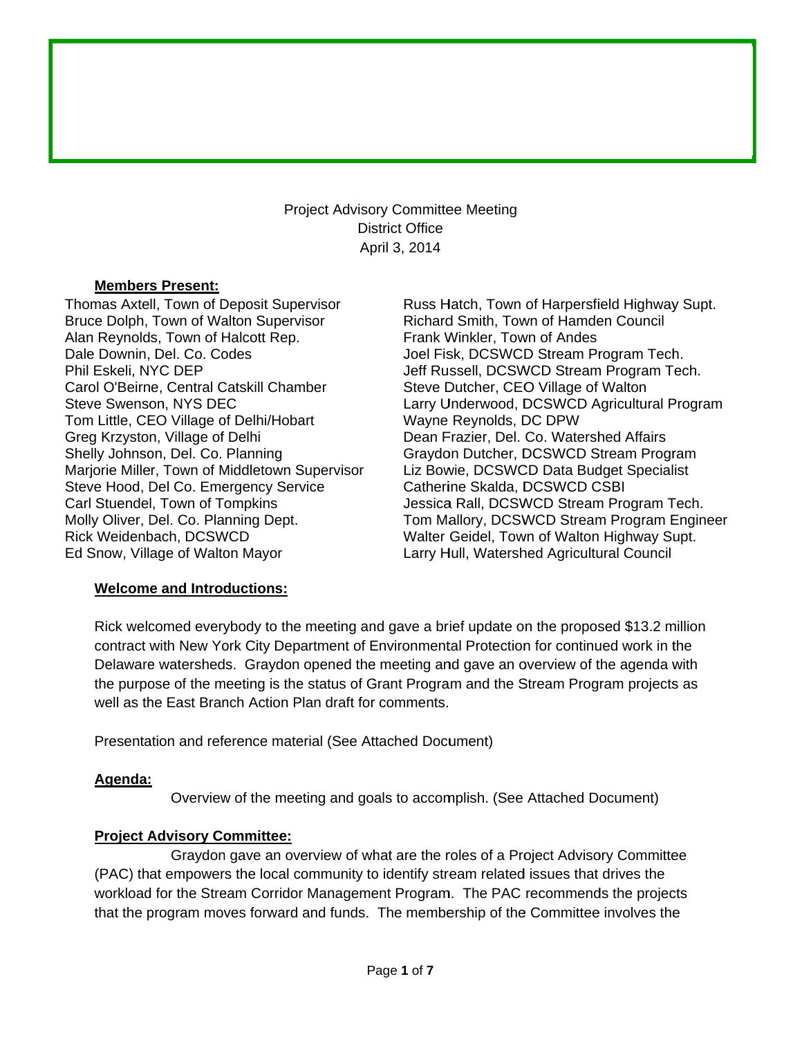Project Advisory Committee Meeting
District Office
April 3, 2014

**Members Present:**

Thomas Axtell, Town of Deposit Supervisor
Bruce Dolph, Town of Walton Supervisor
Alan Reynolds, Town of Halcott Rep.
Dale Downin, Del. Co. Codes
Phil Eskeli, NYC DEP
Carol O'Beirne, Central Catskill Chamber
Steve Swenson, NYS DEC
Tom Little, CEO Village of Delhi/Hobart
Greg Krzyston, Village of Delhi
Shelly Johnson, Del. Co. Planning
Marjorie Miller, Town of Middletown Supervisor
Steve Hood, Del Co. Emergency Service
Carl Stuendel, Town of Tompkins
Molly Oliver, Del. Co. Planning Dept.
Rick Weidenbach, DCSWCD
Ed Snow, Village of Walton Mayor
Russ Hatch, Town of Harpersfield Highway Supt.
Richard Smith, Town of Hamden Council
Frank Winkler, Town of Andes
Joel Fisk, DCSWCD Stream Program Tech.
Jeff Russell, DCSWCD Stream Program Tech.
Steve Dutcher, CEO Village of Walton
Larry Underwood, DCSWCD Agricultural Program
Wayne Reynolds, DC DPW
Dean Frazier, Del. Co. Watershed Affairs
Graydon Dutcher, DCSWCD Stream Program
Liz Bowie, DCSWCD Data Budget Specialist
Catherine Skalda, DCSWCD CSBI
Jessica Rall, DCSWCD Stream Program Tech.
Tom Mallory, DCSWCD Stream Program Engineer
Walter Geidel, Town of Walton Highway Supt.
Larry Hull, Watershed Agricultural Council

**Welcome and Introductions:**

Rick welcomed everybody to the meeting and gave a brief update on the proposed $13.2 million contract with New York City Department of Environmental Protection for continued work in the Delaware watersheds. Graydon opened the meeting and gave an overview of the agenda with the purpose of the meeting is the status of Grant Program and the Stream Program projects as well as the East Branch Action Plan draft for comments.

Presentation and reference material (See Attached Document)

**Agenda:**

Overview of the meeting and goals to accomplish. (See Attached Document)

**Project Advisory Committee:**

Graydon gave an overview of what are the roles of a Project Advisory Committee (PAC) that empowers the local community to identify stream related issues that drives the workload for the Stream Corridor Management Program. The PAC recommends the projects that the program moves forward and funds. The membership of the Committee involves the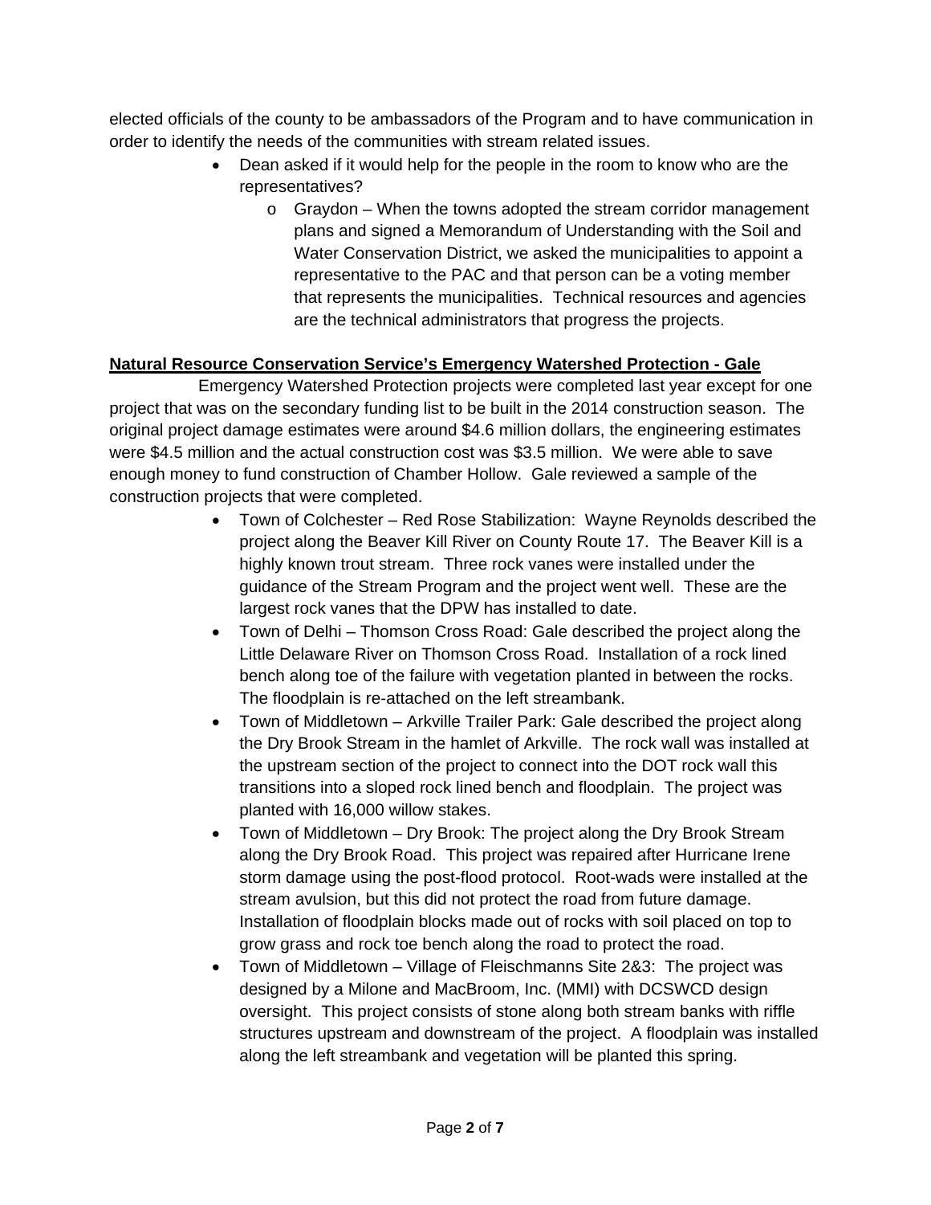elected officials of the county to be ambassadors of the Program and to have communication in order to identify the needs of the communities with stream related issues.

- Dean asked if it would help for the people in the room to know who are the representatives?
    - Graydon – When the towns adopted the stream corridor management plans and signed a Memorandum of Understanding with the Soil and Water Conservation District, we asked the municipalities to appoint a representative to the PAC and that person can be a voting member that represents the municipalities. Technical resources and agencies are the technical administrators that progress the projects.

**Natural Resource Conservation Service's Emergency Watershed Protection - Gale**

Emergency Watershed Protection projects were completed last year except for one project that was on the secondary funding list to be built in the 2014 construction season. The original project damage estimates were around \$4.6 million dollars, the engineering estimates were \$4.5 million and the actual construction cost was \$3.5 million. We were able to save enough money to fund construction of Chamber Hollow. Gale reviewed a sample of the construction projects that were completed.

- Town of Colchester – Red Rose Stabilization: Wayne Reynolds described the project along the Beaver Kill River on County Route 17. The Beaver Kill is a highly known trout stream. Three rock vanes were installed under the guidance of the Stream Program and the project went well. These are the largest rock vanes that the DPW has installed to date.
- Town of Delhi – Thomson Cross Road: Gale described the project along the Little Delaware River on Thomson Cross Road. Installation of a rock lined bench along toe of the failure with vegetation planted in between the rocks. The floodplain is re-attached on the left streambank.
- Town of Middletown – Arkville Trailer Park: Gale described the project along the Dry Brook Stream in the hamlet of Arkville. The rock wall was installed at the upstream section of the project to connect into the DOT rock wall this transitions into a sloped rock lined bench and floodplain. The project was planted with 16,000 willow stakes.
- Town of Middletown – Dry Brook: The project along the Dry Brook Stream along the Dry Brook Road. This project was repaired after Hurricane Irene storm damage using the post-flood protocol. Root-wads were installed at the stream avulsion, but this did not protect the road from future damage. Installation of floodplain blocks made out of rocks with soil placed on top to grow grass and rock toe bench along the road to protect the road.
- Town of Middletown – Village of Fleischmanns Site 2&3: The project was designed by a Milone and MacBroom, Inc. (MMI) with DCSWCD design oversight. This project consists of stone along both stream banks with riffle structures upstream and downstream of the project. A floodplain was installed along the left streambank and vegetation will be planted this spring.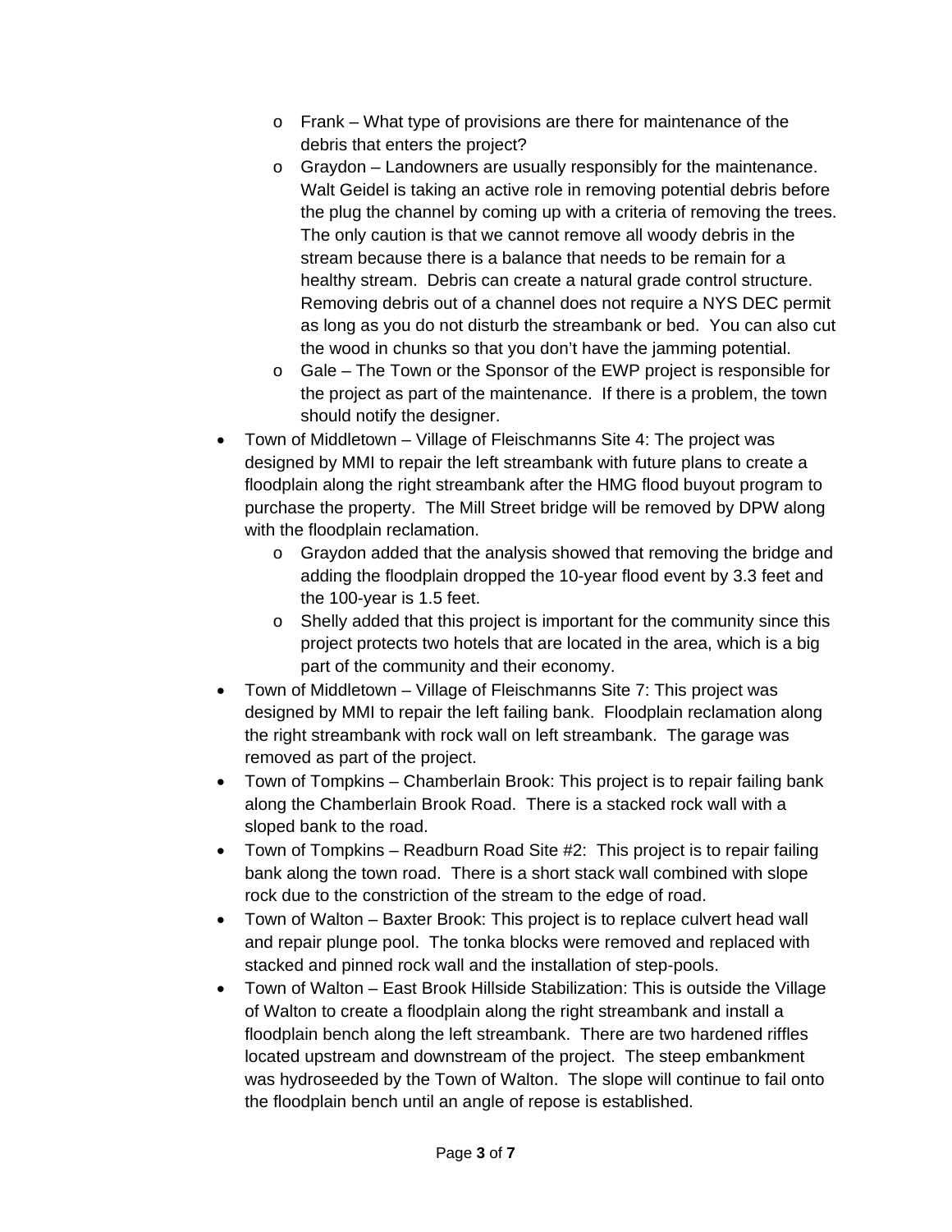- Frank – What type of provisions are there for maintenance of the debris that enters the project?
    - Graydon – Landowners are usually responsibly for the maintenance. Walt Geidel is taking an active role in removing potential debris before the plug the channel by coming up with a criteria of removing the trees. The only caution is that we cannot remove all woody debris in the stream because there is a balance that needs to be remain for a healthy stream. Debris can create a natural grade control structure. Removing debris out of a channel does not require a NYS DEC permit as long as you do not disturb the streambank or bed. You can also cut the wood in chunks so that you don't have the jamming potential.
    - Gale – The Town or the Sponsor of the EWP project is responsible for the project as part of the maintenance. If there is a problem, the town should notify the designer.
- Town of Middletown – Village of Fleischmanns Site 4: The project was designed by MMI to repair the left streambank with future plans to create a floodplain along the right streambank after the HMG flood buyout program to purchase the property. The Mill Street bridge will be removed by DPW along with the floodplain reclamation.
    - Graydon added that the analysis showed that removing the bridge and adding the floodplain dropped the 10-year flood event by 3.3 feet and the 100-year is 1.5 feet.
    - Shelly added that this project is important for the community since this project protects two hotels that are located in the area, which is a big part of the community and their economy.
- Town of Middletown – Village of Fleischmanns Site 7: This project was designed by MMI to repair the left failing bank. Floodplain reclamation along the right streambank with rock wall on left streambank. The garage was removed as part of the project.
- Town of Tompkins – Chamberlain Brook: This project is to repair failing bank along the Chamberlain Brook Road. There is a stacked rock wall with a sloped bank to the road.
- Town of Tompkins – Readburn Road Site #2: This project is to repair failing bank along the town road. There is a short stack wall combined with slope rock due to the constriction of the stream to the edge of road.
- Town of Walton – Baxter Brook: This project is to replace culvert head wall and repair plunge pool. The tonka blocks were removed and replaced with stacked and pinned rock wall and the installation of step-pools.
- Town of Walton – East Brook Hillside Stabilization: This is outside the Village of Walton to create a floodplain along the right streambank and install a floodplain bench along the left streambank. There are two hardened riffles located upstream and downstream of the project. The steep embankment was hydroseeded by the Town of Walton. The slope will continue to fail onto the floodplain bench until an angle of repose is established.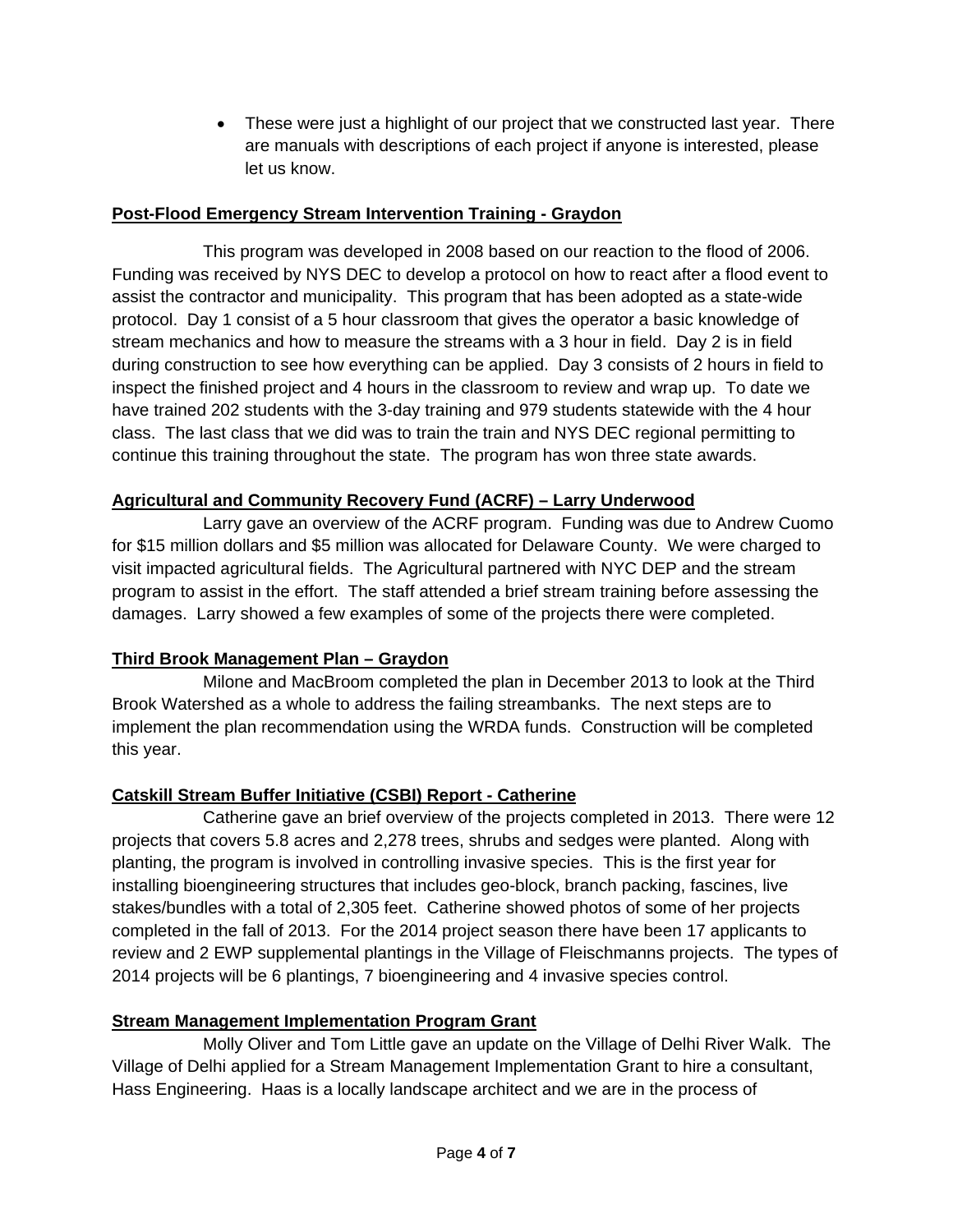- These were just a highlight of our project that we constructed last year. There are manuals with descriptions of each project if anyone is interested, please let us know.

**Post-Flood Emergency Stream Intervention Training - Graydon**

This program was developed in 2008 based on our reaction to the flood of 2006. Funding was received by NYS DEC to develop a protocol on how to react after a flood event to assist the contractor and municipality. This program that has been adopted as a state-wide protocol. Day 1 consist of a 5 hour classroom that gives the operator a basic knowledge of stream mechanics and how to measure the streams with a 3 hour in field. Day 2 is in field during construction to see how everything can be applied. Day 3 consists of 2 hours in field to inspect the finished project and 4 hours in the classroom to review and wrap up. To date we have trained 202 students with the 3-day training and 979 students statewide with the 4 hour class. The last class that we did was to train the train and NYS DEC regional permitting to continue this training throughout the state. The program has won three state awards.

**Agricultural and Community Recovery Fund (ACRF) – Larry Underwood**

Larry gave an overview of the ACRF program. Funding was due to Andrew Cuomo for $15 million dollars and $5 million was allocated for Delaware County. We were charged to visit impacted agricultural fields. The Agricultural partnered with NYC DEP and the stream program to assist in the effort. The staff attended a brief stream training before assessing the damages. Larry showed a few examples of some of the projects there were completed.

**Third Brook Management Plan – Graydon**

Milone and MacBroom completed the plan in December 2013 to look at the Third Brook Watershed as a whole to address the failing streambanks. The next steps are to implement the plan recommendation using the WRDA funds. Construction will be completed this year.

**Catskill Stream Buffer Initiative (CSBI) Report - Catherine**

Catherine gave an brief overview of the projects completed in 2013. There were 12 projects that covers 5.8 acres and 2,278 trees, shrubs and sedges were planted. Along with planting, the program is involved in controlling invasive species. This is the first year for installing bioengineering structures that includes geo-block, branch packing, fascines, live stakes/bundles with a total of 2,305 feet. Catherine showed photos of some of her projects completed in the fall of 2013. For the 2014 project season there have been 17 applicants to review and 2 EWP supplemental plantings in the Village of Fleischmanns projects. The types of 2014 projects will be 6 plantings, 7 bioengineering and 4 invasive species control.

**Stream Management Implementation Program Grant**

Molly Oliver and Tom Little gave an update on the Village of Delhi River Walk. The Village of Delhi applied for a Stream Management Implementation Grant to hire a consultant, Hass Engineering. Haas is a locally landscape architect and we are in the process of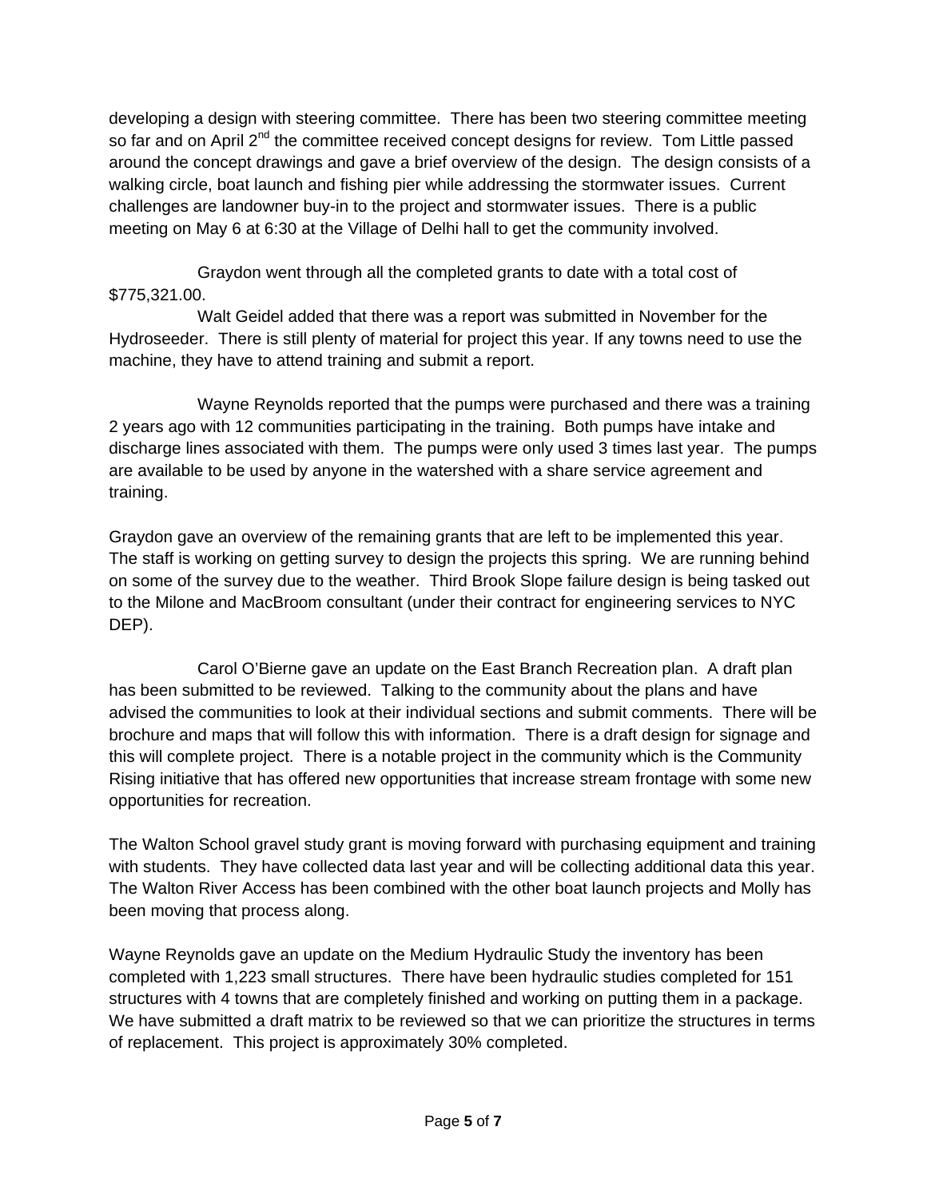developing a design with steering committee. There has been two steering committee meeting so far and on April 2nd the committee received concept designs for review. Tom Little passed around the concept drawings and gave a brief overview of the design. The design consists of a walking circle, boat launch and fishing pier while addressing the stormwater issues. Current challenges are landowner buy-in to the project and stormwater issues. There is a public meeting on May 6 at 6:30 at the Village of Delhi hall to get the community involved.

Graydon went through all the completed grants to date with a total cost of $775,321.00.

Walt Geidel added that there was a report was submitted in November for the Hydroseeder. There is still plenty of material for project this year. If any towns need to use the machine, they have to attend training and submit a report.

Wayne Reynolds reported that the pumps were purchased and there was a training 2 years ago with 12 communities participating in the training. Both pumps have intake and discharge lines associated with them. The pumps were only used 3 times last year. The pumps are available to be used by anyone in the watershed with a share service agreement and training.

Graydon gave an overview of the remaining grants that are left to be implemented this year. The staff is working on getting survey to design the projects this spring. We are running behind on some of the survey due to the weather. Third Brook Slope failure design is being tasked out to the Milone and MacBroom consultant (under their contract for engineering services to NYC DEP).

Carol O'Bierne gave an update on the East Branch Recreation plan. A draft plan has been submitted to be reviewed. Talking to the community about the plans and have advised the communities to look at their individual sections and submit comments. There will be brochure and maps that will follow this with information. There is a draft design for signage and this will complete project. There is a notable project in the community which is the Community Rising initiative that has offered new opportunities that increase stream frontage with some new opportunities for recreation.

The Walton School gravel study grant is moving forward with purchasing equipment and training with students. They have collected data last year and will be collecting additional data this year. The Walton River Access has been combined with the other boat launch projects and Molly has been moving that process along.

Wayne Reynolds gave an update on the Medium Hydraulic Study the inventory has been completed with 1,223 small structures. There have been hydraulic studies completed for 151 structures with 4 towns that are completely finished and working on putting them in a package. We have submitted a draft matrix to be reviewed so that we can prioritize the structures in terms of replacement. This project is approximately 30% completed.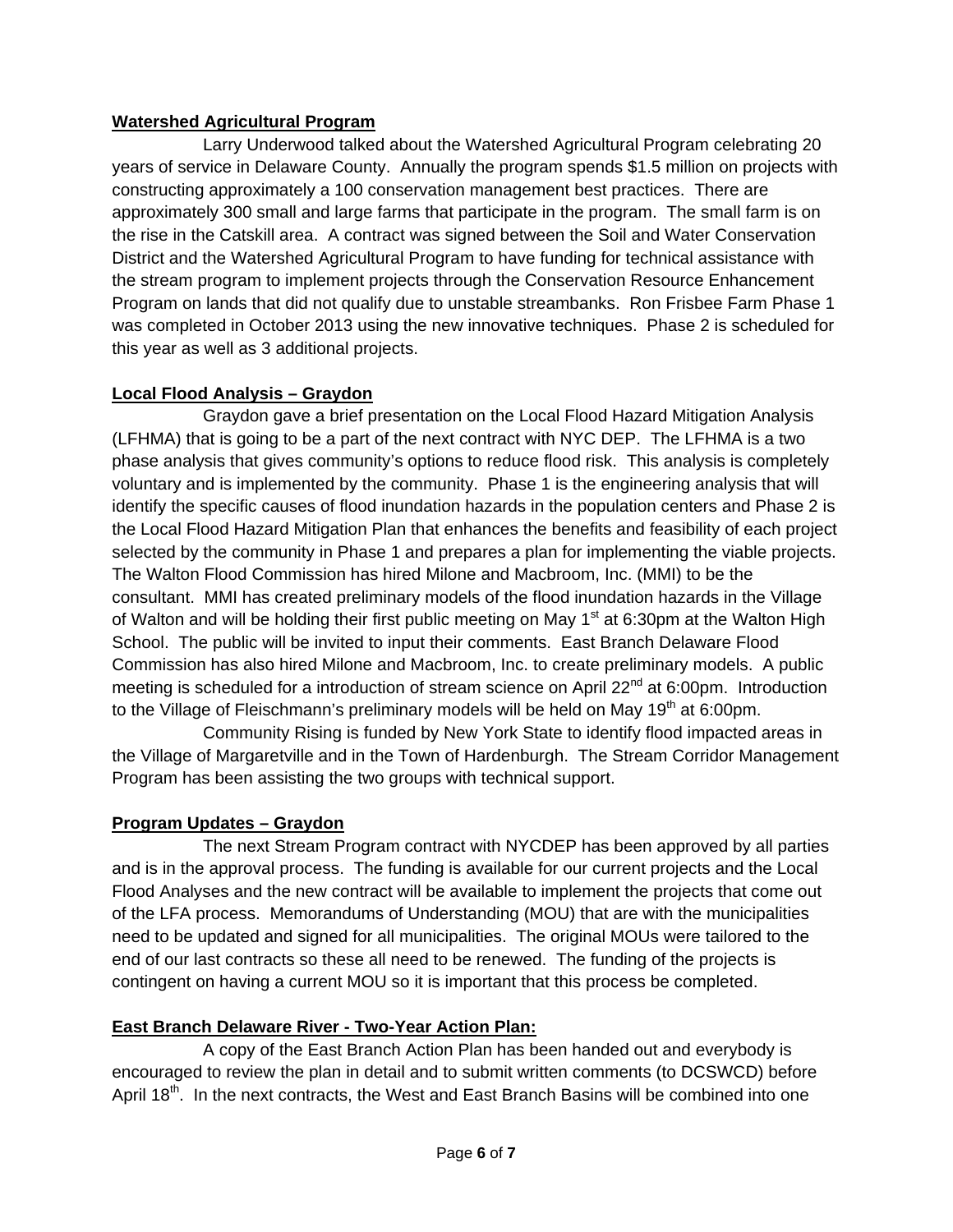**Watershed Agricultural Program**

Larry Underwood talked about the Watershed Agricultural Program celebrating 20 years of service in Delaware County. Annually the program spends $1.5 million on projects with constructing approximately a 100 conservation management best practices. There are approximately 300 small and large farms that participate in the program. The small farm is on the rise in the Catskill area. A contract was signed between the Soil and Water Conservation District and the Watershed Agricultural Program to have funding for technical assistance with the stream program to implement projects through the Conservation Resource Enhancement Program on lands that did not qualify due to unstable streambanks. Ron Frisbee Farm Phase 1 was completed in October 2013 using the new innovative techniques. Phase 2 is scheduled for this year as well as 3 additional projects.

**Local Flood Analysis – Graydon**

Graydon gave a brief presentation on the Local Flood Hazard Mitigation Analysis (LFHMA) that is going to be a part of the next contract with NYC DEP. The LFHMA is a two phase analysis that gives community's options to reduce flood risk. This analysis is completely voluntary and is implemented by the community. Phase 1 is the engineering analysis that will identify the specific causes of flood inundation hazards in the population centers and Phase 2 is the Local Flood Hazard Mitigation Plan that enhances the benefits and feasibility of each project selected by the community in Phase 1 and prepares a plan for implementing the viable projects. The Walton Flood Commission has hired Milone and Macbroom, Inc. (MMI) to be the consultant. MMI has created preliminary models of the flood inundation hazards in the Village of Walton and will be holding their first public meeting on May 1st at 6:30pm at the Walton High School. The public will be invited to input their comments. East Branch Delaware Flood Commission has also hired Milone and Macbroom, Inc. to create preliminary models. A public meeting is scheduled for a introduction of stream science on April 22nd at 6:00pm. Introduction to the Village of Fleischmann's preliminary models will be held on May 19th at 6:00pm.

Community Rising is funded by New York State to identify flood impacted areas in the Village of Margaretville and in the Town of Hardenburgh. The Stream Corridor Management Program has been assisting the two groups with technical support.

**Program Updates – Graydon**

The next Stream Program contract with NYCDEP has been approved by all parties and is in the approval process. The funding is available for our current projects and the Local Flood Analyses and the new contract will be available to implement the projects that come out of the LFA process. Memorandums of Understanding (MOU) that are with the municipalities need to be updated and signed for all municipalities. The original MOUs were tailored to the end of our last contracts so these all need to be renewed. The funding of the projects is contingent on having a current MOU so it is important that this process be completed.

**East Branch Delaware River - Two-Year Action Plan:**

A copy of the East Branch Action Plan has been handed out and everybody is encouraged to review the plan in detail and to submit written comments (to DCSWCD) before April 18th. In the next contracts, the West and East Branch Basins will be combined into one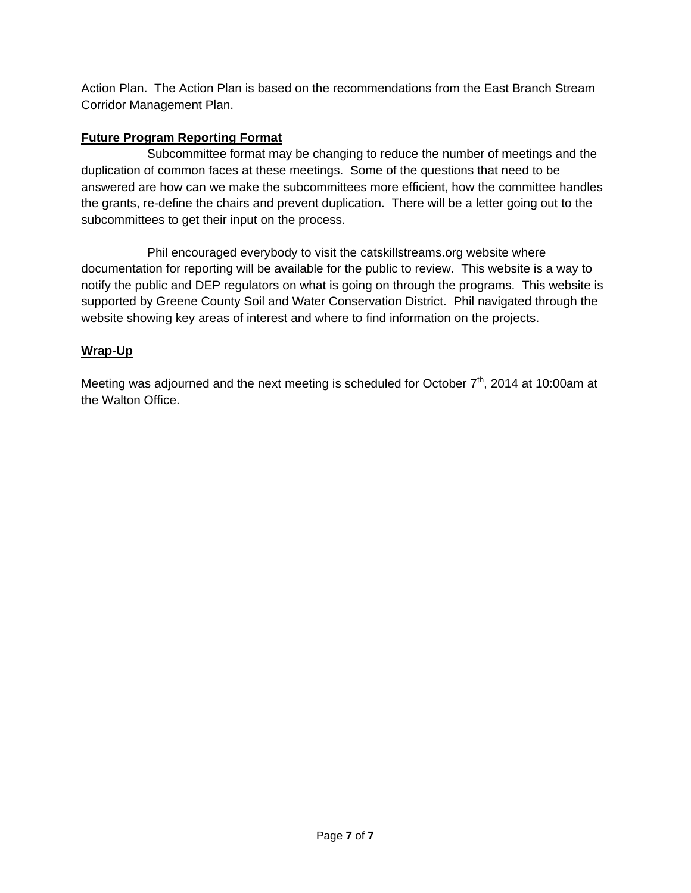Action Plan.  The Action Plan is based on the recommendations from the East Branch Stream Corridor Management Plan.

**Future Program Reporting Format**

Subcommittee format may be changing to reduce the number of meetings and the duplication of common faces at these meetings.  Some of the questions that need to be answered are how can we make the subcommittees more efficient, how the committee handles the grants, re-define the chairs and prevent duplication.  There will be a letter going out to the subcommittees to get their input on the process.

Phil encouraged everybody to visit the catskillstreams.org website where documentation for reporting will be available for the public to review.  This website is a way to notify the public and DEP regulators on what is going on through the programs.  This website is supported by Greene County Soil and Water Conservation District.  Phil navigated through the website showing key areas of interest and where to find information on the projects.

**Wrap-Up**

Meeting was adjourned and the next meeting is scheduled for October 7th, 2014 at 10:00am at the Walton Office.